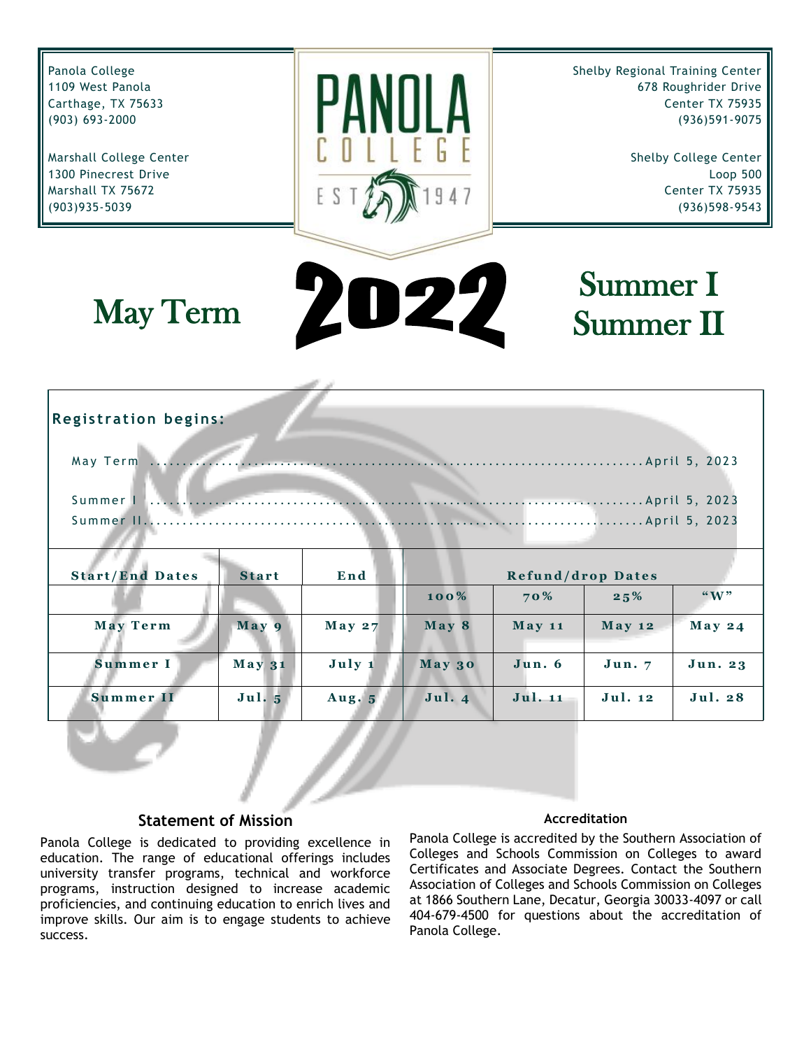Panola College
1109 West Panola
Carthage, TX 75633
(903) 693-2000

Marshall College Center
1300 Pinecrest Drive
Marshall TX 75672
(903)935-5039

PANOLA COLLEGE EST 1947

Shelby Regional Training Center
678 Roughrider Drive
Center TX 75935
(936)591-9075

Shelby College Center
Loop 500
Center TX 75935
(936)598-9543

# May Term 2022 Summer I Summer II

**Registration begins:**

May Term ........................................................................April 5, 2023

Summer I ........................................................................April 5, 2023
Summer II........................................................................April 5, 2023

| Start/End Dates | Start | End | Refund/drop Dates | | | |
|---|---|---|---|---|---|---|
| | | | 100% | 70% | 25% | "W" |
| May Term | May 9 | May 27 | May 8 | May 11 | May 12 | May 24 |
| Summer I | May 31 | July 1 | May 30 | Jun. 6 | Jun. 7 | Jun. 23 |
| Summer II | Jul. 5 | Aug. 5 | Jul. 4 | Jul. 11 | Jul. 12 | Jul. 28 |

### Statement of Mission

Panola College is dedicated to providing excellence in education. The range of educational offerings includes university transfer programs, technical and workforce programs, instruction designed to increase academic proficiencies, and continuing education to enrich lives and improve skills. Our aim is to engage students to achieve success.

### Accreditation

Panola College is accredited by the Southern Association of Colleges and Schools Commission on Colleges to award Certificates and Associate Degrees. Contact the Southern Association of Colleges and Schools Commission on Colleges at 1866 Southern Lane, Decatur, Georgia 30033-4097 or call 404-679-4500 for questions about the accreditation of Panola College.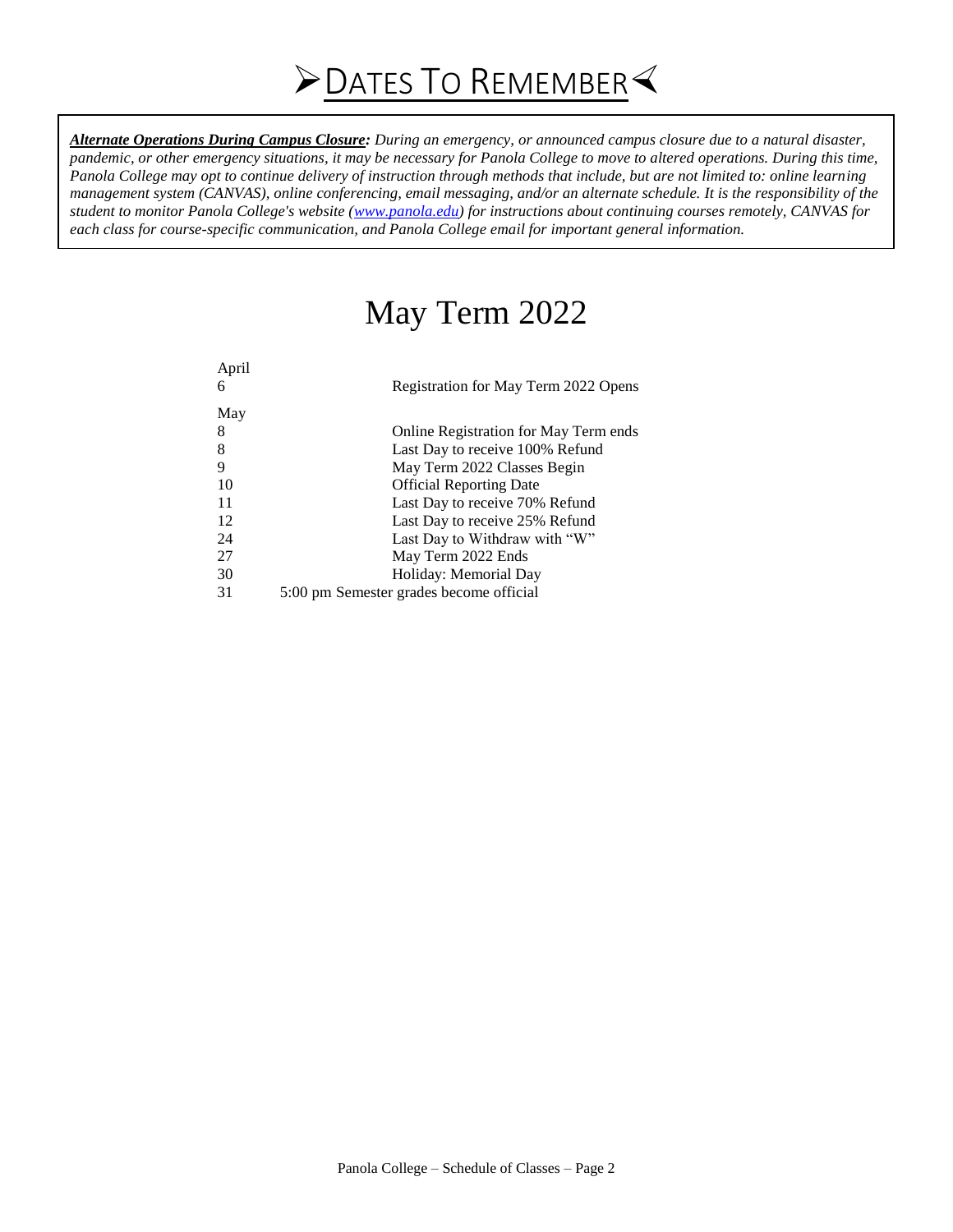# ➢DATES TO REMEMBER⋞

***Alternate Operations During Campus Closure:*** *During an emergency, or announced campus closure due to a natural disaster, pandemic, or other emergency situations, it may be necessary for Panola College to move to altered operations. During this time, Panola College may opt to continue delivery of instruction through methods that include, but are not limited to: online learning management system (CANVAS), online conferencing, email messaging, and/or an alternate schedule. It is the responsibility of the student to monitor Panola College's website ([www.panola.edu](http://www.panola.edu)) for instructions about continuing courses remotely, CANVAS for each class for course-specific communication, and Panola College email for important general information.*

## May Term 2022

| Date | Event |
|---|---|
| **April** | |
| 6 | Registration for May Term 2022 Opens |
| **May** | |
| 8 | Online Registration for May Term ends |
| 8 | Last Day to receive 100% Refund |
| 9 | May Term 2022 Classes Begin |
| 10 | Official Reporting Date |
| 11 | Last Day to receive 70% Refund |
| 12 | Last Day to receive 25% Refund |
| 24 | Last Day to Withdraw with "W" |
| 27 | May Term 2022 Ends |
| 30 | Holiday: Memorial Day |
| 31 | 5:00 pm Semester grades become official |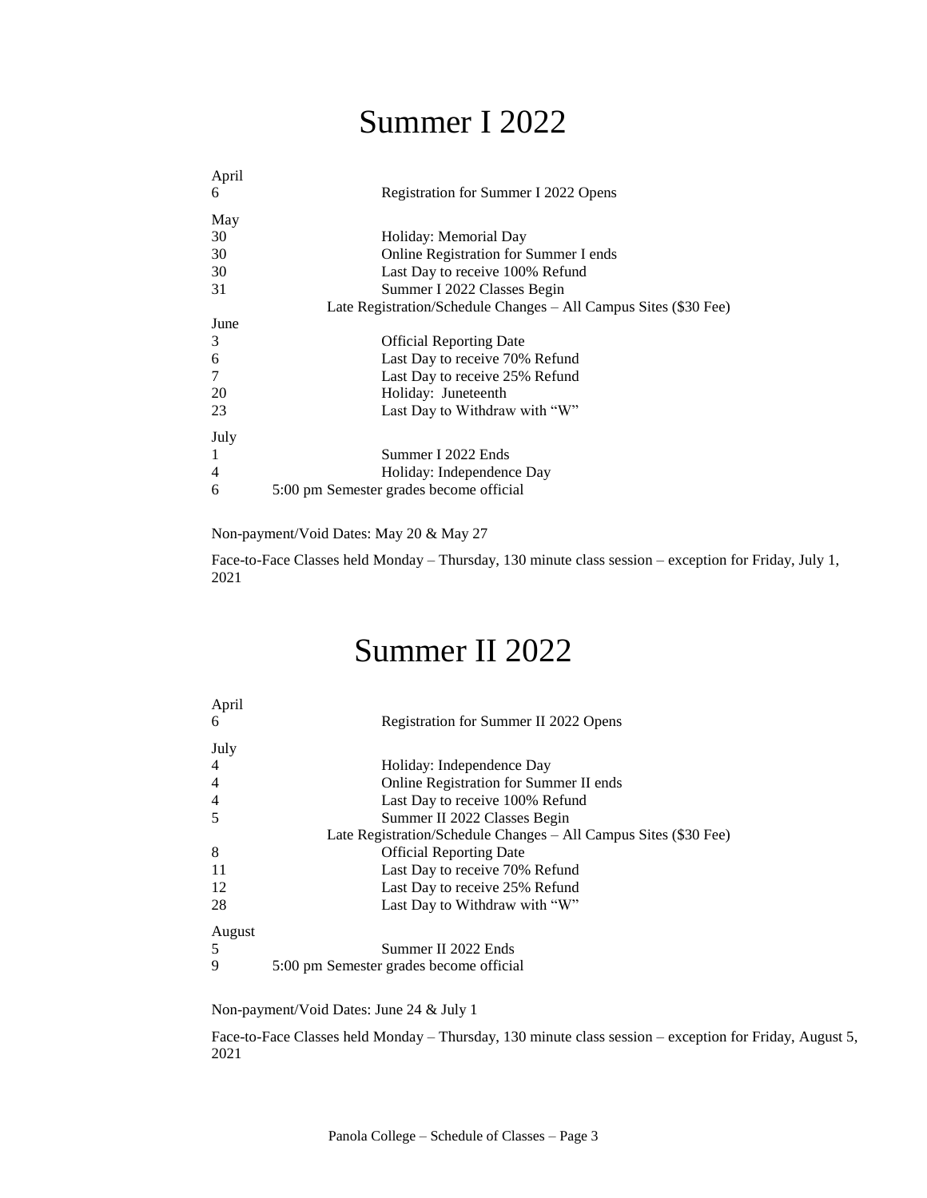# Summer I 2022

| | |
|---|---|
| **April** | |
| 6 | Registration for Summer I 2022 Opens |
| **May** | |
| 30 | Holiday: Memorial Day |
| 30 | Online Registration for Summer I ends |
| 30 | Last Day to receive 100% Refund |
| 31 | Summer I 2022 Classes Begin |
| | Late Registration/Schedule Changes – All Campus Sites ($30 Fee) |
| **June** | |
| 3 | Official Reporting Date |
| 6 | Last Day to receive 70% Refund |
| 7 | Last Day to receive 25% Refund |
| 20 | Holiday: Juneteenth |
| 23 | Last Day to Withdraw with "W" |
| **July** | |
| 1 | Summer I 2022 Ends |
| 4 | Holiday: Independence Day |
| 6 | 5:00 pm Semester grades become official |

Non-payment/Void Dates: May 20 & May 27

Face-to-Face Classes held Monday – Thursday, 130 minute class session – exception for Friday, July 1, 2021

# Summer II 2022

| | |
|---|---|
| **April** | |
| 6 | Registration for Summer II 2022 Opens |
| **July** | |
| 4 | Holiday: Independence Day |
| 4 | Online Registration for Summer II ends |
| 4 | Last Day to receive 100% Refund |
| 5 | Summer II 2022 Classes Begin |
| | Late Registration/Schedule Changes – All Campus Sites ($30 Fee) |
| 8 | Official Reporting Date |
| 11 | Last Day to receive 70% Refund |
| 12 | Last Day to receive 25% Refund |
| 28 | Last Day to Withdraw with "W" |
| **August** | |
| 5 | Summer II 2022 Ends |
| 9 | 5:00 pm Semester grades become official |

Non-payment/Void Dates: June 24 & July 1

Face-to-Face Classes held Monday – Thursday, 130 minute class session – exception for Friday, August 5, 2021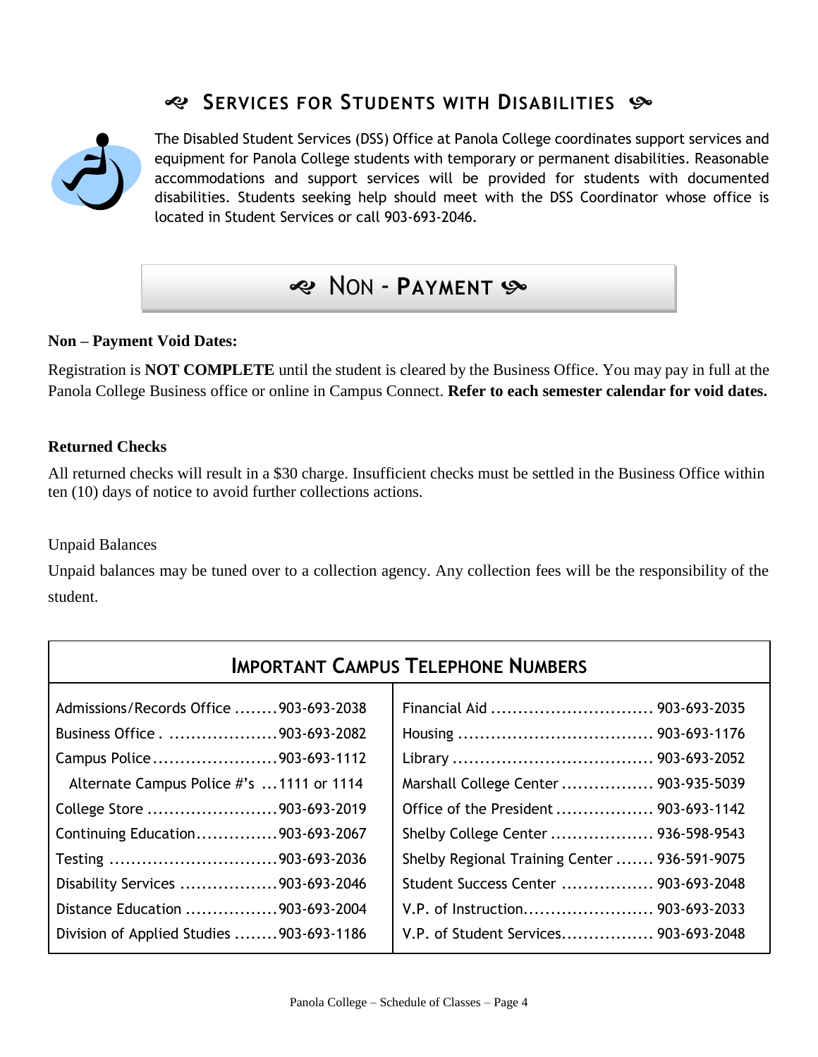## Services for Students with Disabilities

The Disabled Student Services (DSS) Office at Panola College coordinates support services and equipment for Panola College students with temporary or permanent disabilities. Reasonable accommodations and support services will be provided for students with documented disabilities. Students seeking help should meet with the DSS Coordinator whose office is located in Student Services or call 903-693-2046.

## Non - Payment

**Non – Payment Void Dates:**

Registration is **NOT COMPLETE** until the student is cleared by the Business Office. You may pay in full at the Panola College Business office or online in Campus Connect. **Refer to each semester calendar for void dates.**

**Returned Checks**

All returned checks will result in a $30 charge. Insufficient checks must be settled in the Business Office within ten (10) days of notice to avoid further collections actions.

Unpaid Balances

Unpaid balances may be tuned over to a collection agency. Any collection fees will be the responsibility of the student.

## Important Campus Telephone Numbers

| Office | Number | Office | Number |
|---|---|---|---|
| Admissions/Records Office | 903-693-2038 | Financial Aid | 903-693-2035 |
| Business Office | 903-693-2082 | Housing | 903-693-1176 |
| Campus Police | 903-693-1112 | Library | 903-693-2052 |
| Alternate Campus Police #'s | 1111 or 1114 | Marshall College Center | 903-935-5039 |
| College Store | 903-693-2019 | Office of the President | 903-693-1142 |
| Continuing Education | 903-693-2067 | Shelby College Center | 936-598-9543 |
| Testing | 903-693-2036 | Shelby Regional Training Center | 936-591-9075 |
| Disability Services | 903-693-2046 | Student Success Center | 903-693-2048 |
| Distance Education | 903-693-2004 | V.P. of Instruction | 903-693-2033 |
| Division of Applied Studies | 903-693-1186 | V.P. of Student Services | 903-693-2048 |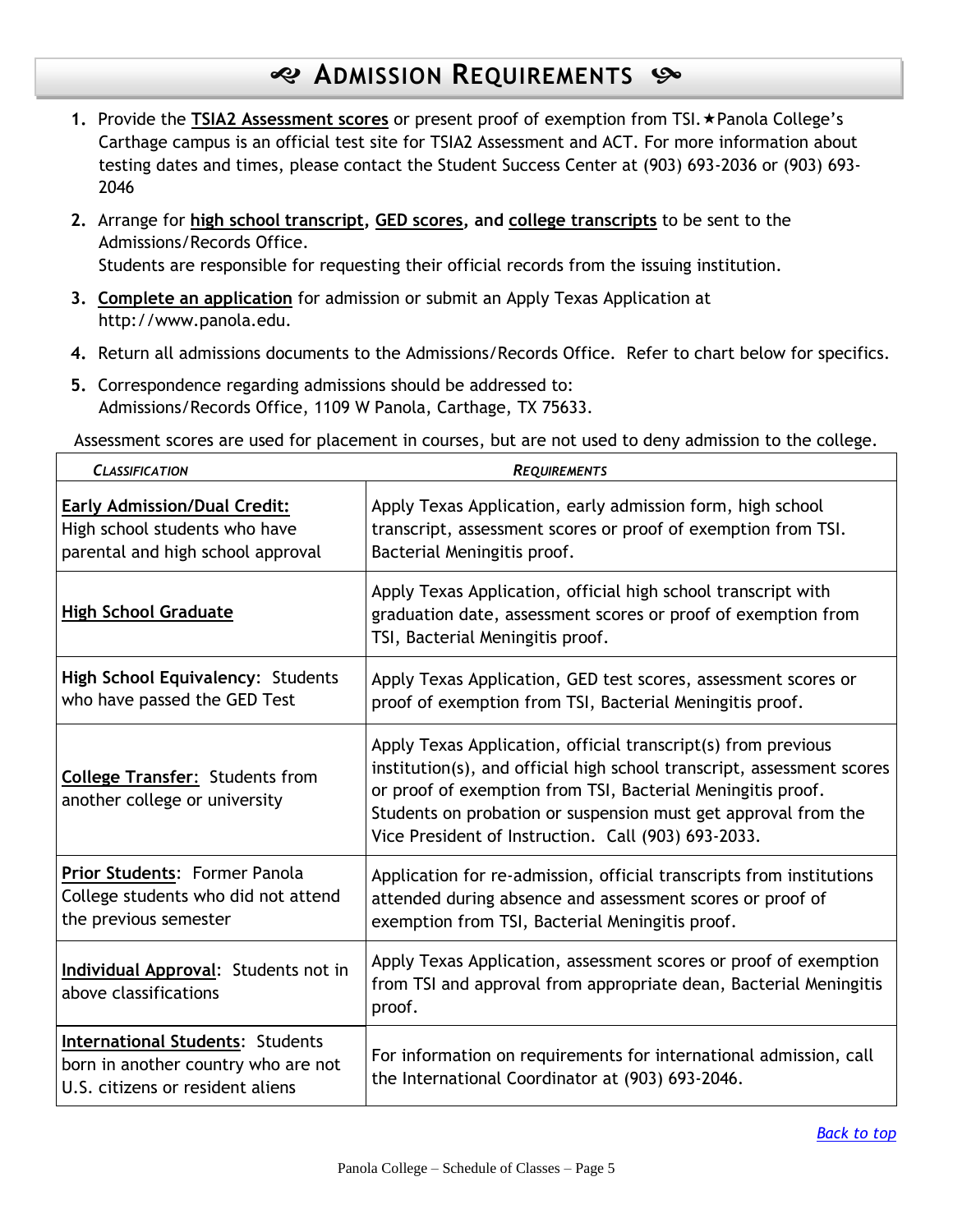# Admission Requirements

1. Provide the **TSIA2 Assessment scores** or present proof of exemption from TSI.★Panola College's Carthage campus is an official test site for TSIA2 Assessment and ACT. For more information about testing dates and times, please contact the Student Success Center at (903) 693-2036 or (903) 693-2046
2. Arrange for **high school transcript**, **GED scores**, **and college transcripts** to be sent to the Admissions/Records Office.
   Students are responsible for requesting their official records from the issuing institution.
3. **Complete an application** for admission or submit an Apply Texas Application at http://www.panola.edu.
4. Return all admissions documents to the Admissions/Records Office. Refer to chart below for specifics.
5. Correspondence regarding admissions should be addressed to:
   Admissions/Records Office, 1109 W Panola, Carthage, TX 75633.

Assessment scores are used for placement in courses, but are not used to deny admission to the college.

| *Classification* | *Requirements* |
|---|---|
| **Early Admission/Dual Credit:** High school students who have parental and high school approval | Apply Texas Application, early admission form, high school transcript, assessment scores or proof of exemption from TSI. Bacterial Meningitis proof. |
| **High School Graduate** | Apply Texas Application, official high school transcript with graduation date, assessment scores or proof of exemption from TSI, Bacterial Meningitis proof. |
| **High School Equivalency**: Students who have passed the GED Test | Apply Texas Application, GED test scores, assessment scores or proof of exemption from TSI, Bacterial Meningitis proof. |
| **College Transfer:** Students from another college or university | Apply Texas Application, official transcript(s) from previous institution(s), and official high school transcript, assessment scores or proof of exemption from TSI, Bacterial Meningitis proof. Students on probation or suspension must get approval from the Vice President of Instruction. Call (903) 693-2033. |
| **Prior Students**: Former Panola College students who did not attend the previous semester | Application for re-admission, official transcripts from institutions attended during absence and assessment scores or proof of exemption from TSI, Bacterial Meningitis proof. |
| **Individual Approval**: Students not in above classifications | Apply Texas Application, assessment scores or proof of exemption from TSI and approval from appropriate dean, Bacterial Meningitis proof. |
| **International Students**: Students born in another country who are not U.S. citizens or resident aliens | For information on requirements for international admission, call the International Coordinator at (903) 693-2046. |

*Back to top*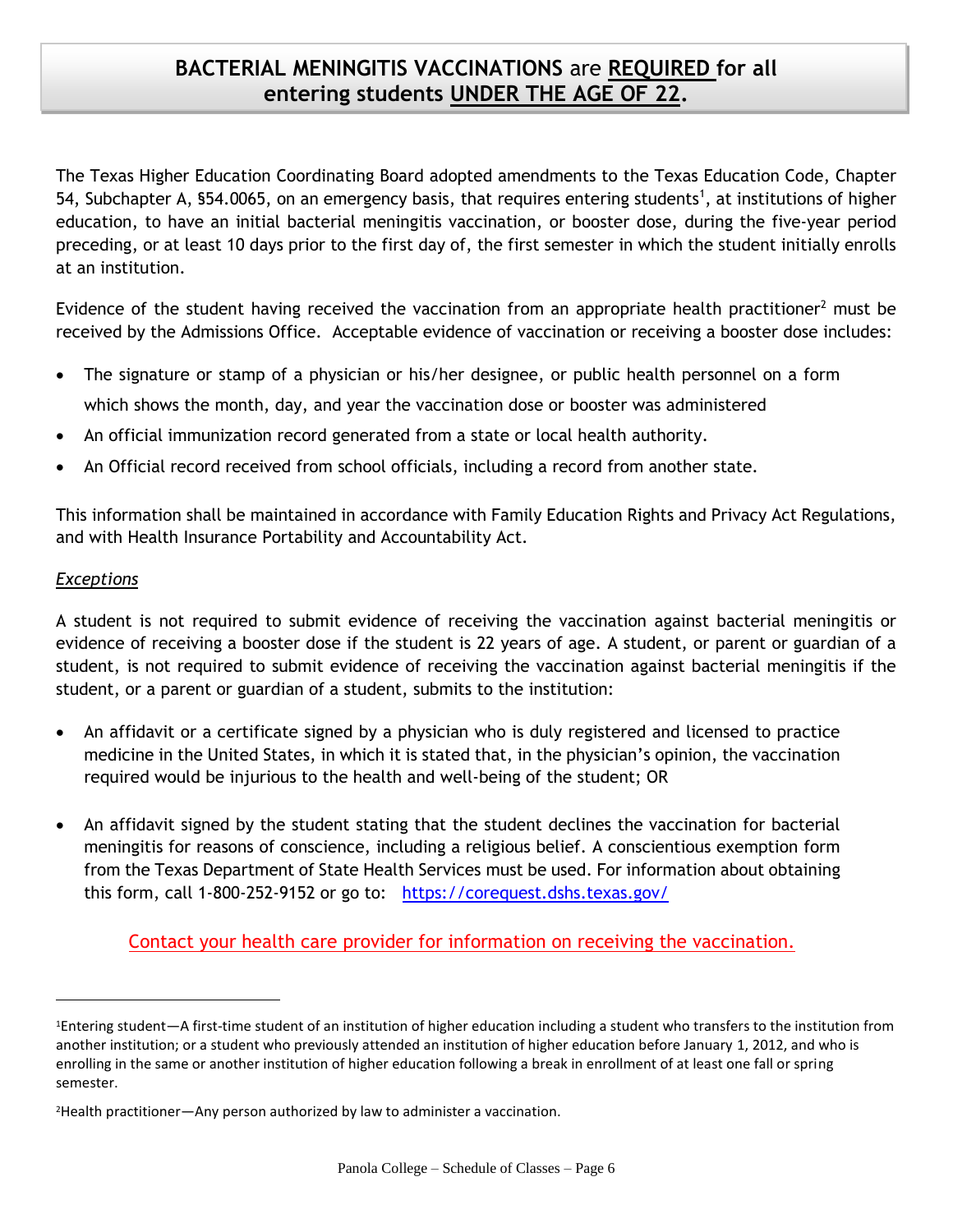## **BACTERIAL MENINGITIS VACCINATIONS** are **REQUIRED for all entering students UNDER THE AGE OF 22.**

The Texas Higher Education Coordinating Board adopted amendments to the Texas Education Code, Chapter 54, Subchapter A, §54.0065, on an emergency basis, that requires entering students[1], at institutions of higher education, to have an initial bacterial meningitis vaccination, or booster dose, during the five-year period preceding, or at least 10 days prior to the first day of, the first semester in which the student initially enrolls at an institution.

Evidence of the student having received the vaccination from an appropriate health practitioner[2] must be received by the Admissions Office. Acceptable evidence of vaccination or receiving a booster dose includes:

- The signature or stamp of a physician or his/her designee, or public health personnel on a form which shows the month, day, and year the vaccination dose or booster was administered
- An official immunization record generated from a state or local health authority.
- An Official record received from school officials, including a record from another state.

This information shall be maintained in accordance with Family Education Rights and Privacy Act Regulations, and with Health Insurance Portability and Accountability Act.

*Exceptions*

A student is not required to submit evidence of receiving the vaccination against bacterial meningitis or evidence of receiving a booster dose if the student is 22 years of age. A student, or parent or guardian of a student, is not required to submit evidence of receiving the vaccination against bacterial meningitis if the student, or a parent or guardian of a student, submits to the institution:

- An affidavit or a certificate signed by a physician who is duly registered and licensed to practice medicine in the United States, in which it is stated that, in the physician's opinion, the vaccination required would be injurious to the health and well-being of the student; OR

- An affidavit signed by the student stating that the student declines the vaccination for bacterial meningitis for reasons of conscience, including a religious belief. A conscientious exemption form from the Texas Department of State Health Services must be used. For information about obtaining this form, call 1-800-252-9152 or go to: https://corequest.dshs.texas.gov/

Contact your health care provider for information on receiving the vaccination.

---

[1]Entering student—A first-time student of an institution of higher education including a student who transfers to the institution from another institution; or a student who previously attended an institution of higher education before January 1, 2012, and who is enrolling in the same or another institution of higher education following a break in enrollment of at least one fall or spring semester.

[2]Health practitioner—Any person authorized by law to administer a vaccination.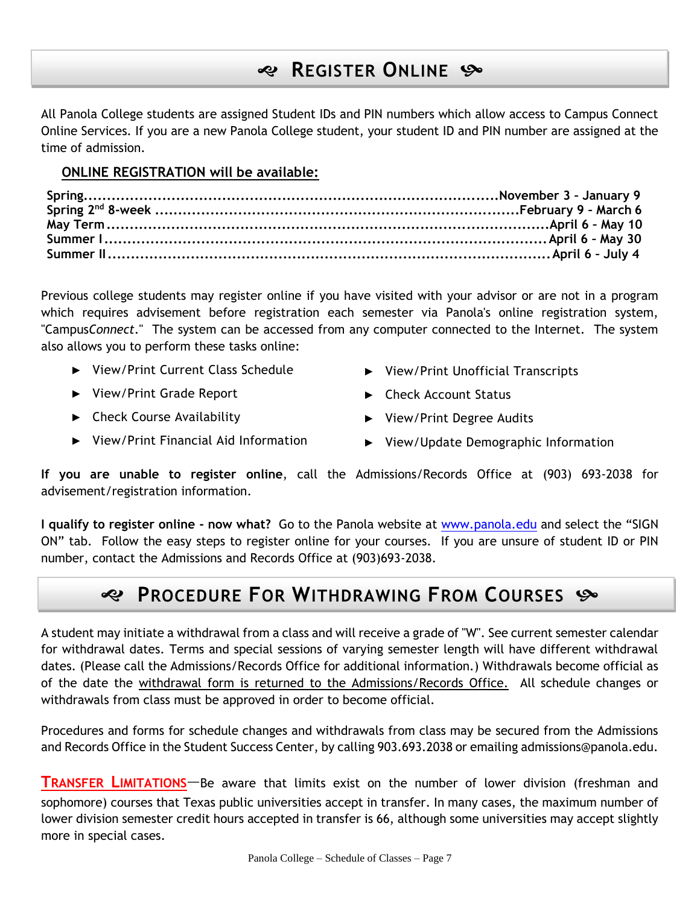## Register Online

All Panola College students are assigned Student IDs and PIN numbers which allow access to Campus Connect Online Services. If you are a new Panola College student, your student ID and PIN number are assigned at the time of admission.

**ONLINE REGISTRATION will be available:**

| Term | Dates |
| --- | --- |
| **Spring** | **November 3 – January 9** |
| **Spring 2nd 8-week** | **February 9 - March 6** |
| **May Term** | **April 6 – May 10** |
| **Summer I** | **April 6 – May 30** |
| **Summer II** | **April 6 – July 4** |

Previous college students may register online if you have visited with your advisor or are not in a program which requires advisement before registration each semester via Panola's online registration system, "Campus*Connect*." The system can be accessed from any computer connected to the Internet. The system also allows you to perform these tasks online:

- View/Print Current Class Schedule
- View/Print Grade Report
- Check Course Availability
- View/Print Financial Aid Information
- View/Print Unofficial Transcripts
- Check Account Status
- View/Print Degree Audits
- View/Update Demographic Information

**If you are unable to register online**, call the Admissions/Records Office at (903) 693-2038 for advisement/registration information.

**I qualify to register online - now what?** Go to the Panola website at www.panola.edu and select the "SIGN ON" tab. Follow the easy steps to register online for your courses. If you are unsure of student ID or PIN number, contact the Admissions and Records Office at (903)693-2038.

## Procedure For Withdrawing From Courses

A student may initiate a withdrawal from a class and will receive a grade of "W". See current semester calendar for withdrawal dates. Terms and special sessions of varying semester length will have different withdrawal dates. (Please call the Admissions/Records Office for additional information.) Withdrawals become official as of the date the withdrawal form is returned to the Admissions/Records Office. All schedule changes or withdrawals from class must be approved in order to become official.

Procedures and forms for schedule changes and withdrawals from class may be secured from the Admissions and Records Office in the Student Success Center, by calling 903.693.2038 or emailing admissions@panola.edu.

**TRANSFER LIMITATIONS**—Be aware that limits exist on the number of lower division (freshman and sophomore) courses that Texas public universities accept in transfer. In many cases, the maximum number of lower division semester credit hours accepted in transfer is 66, although some universities may accept slightly more in special cases.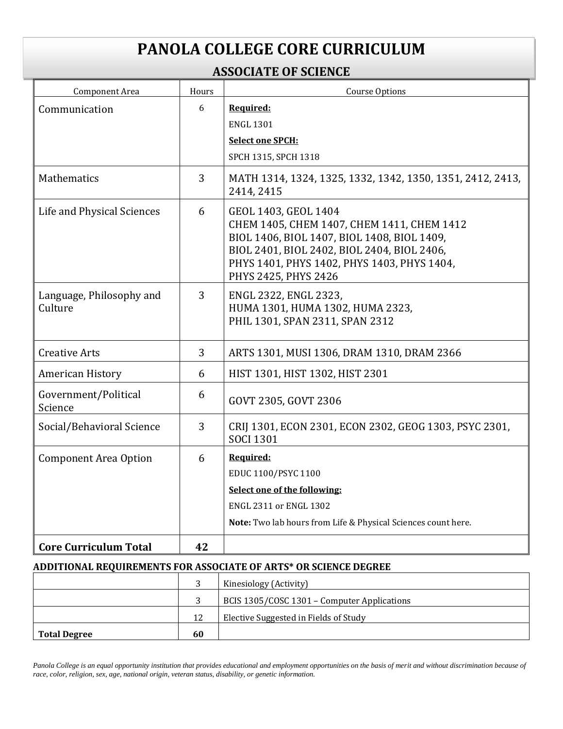# PANOLA COLLEGE CORE CURRICULUM

## ASSOCIATE OF SCIENCE

| Component Area | Hours | Course Options |
|---|---|---|
| Communication | 6 | **Required:** ENGL 1301 **Select one SPCH:** SPCH 1315, SPCH 1318 |
| Mathematics | 3 | MATH 1314, 1324, 1325, 1332, 1342, 1350, 1351, 2412, 2413, 2414, 2415 |
| Life and Physical Sciences | 6 | GEOL 1403, GEOL 1404 CHEM 1405, CHEM 1407, CHEM 1411, CHEM 1412 BIOL 1406, BIOL 1407, BIOL 1408, BIOL 1409, BIOL 2401, BIOL 2402, BIOL 2404, BIOL 2406, PHYS 1401, PHYS 1402, PHYS 1403, PHYS 1404, PHYS 2425, PHYS 2426 |
| Language, Philosophy and Culture | 3 | ENGL 2322, ENGL 2323, HUMA 1301, HUMA 1302, HUMA 2323, PHIL 1301, SPAN 2311, SPAN 2312 |
| Creative Arts | 3 | ARTS 1301, MUSI 1306, DRAM 1310, DRAM 2366 |
| American History | 6 | HIST 1301, HIST 1302, HIST 2301 |
| Government/Political Science | 6 | GOVT 2305, GOVT 2306 |
| Social/Behavioral Science | 3 | CRIJ 1301, ECON 2301, ECON 2302, GEOG 1303, PSYC 2301, SOCI 1301 |
| Component Area Option | 6 | **Required:** EDUC 1100/PSYC 1100 **Select one of the following:** ENGL 2311 or ENGL 1302 **Note:** Two lab hours from Life & Physical Sciences count here. |
| **Core Curriculum Total** | **42** | |

**ADDITIONAL REQUIREMENTS FOR ASSOCIATE OF ARTS* OR SCIENCE DEGREE**

| | | |
|---|---|---|
| | 3 | Kinesiology (Activity) |
| | 3 | BCIS 1305/COSC 1301 – Computer Applications |
| | 12 | Elective Suggested in Fields of Study |
| **Total Degree** | **60** | |

*Panola College is an equal opportunity institution that provides educational and employment opportunities on the basis of merit and without discrimination because of race, color, religion, sex, age, national origin, veteran status, disability, or genetic information.*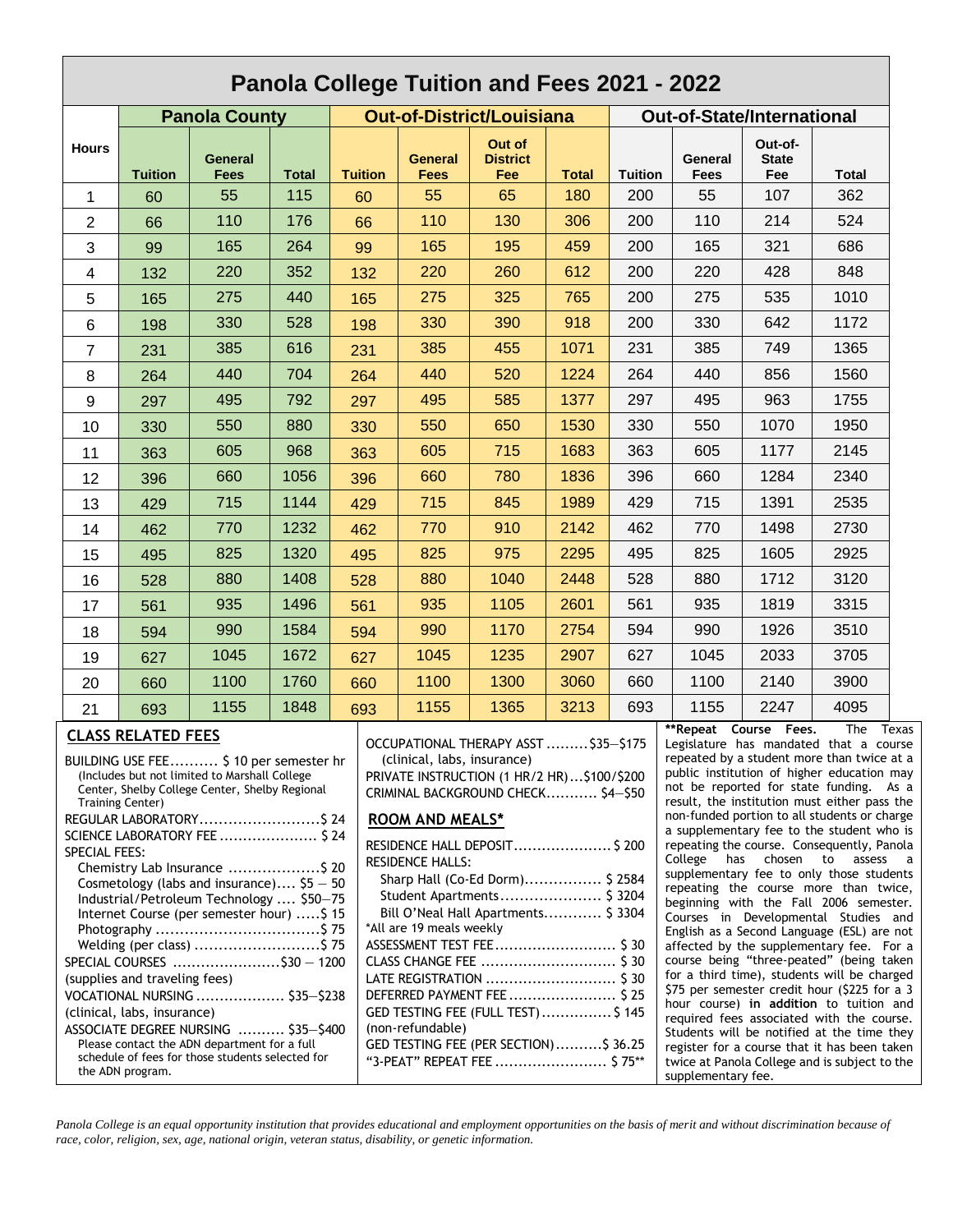# Panola College Tuition and Fees 2021 - 2022

| Hours | Panola County | | | Out-of-District/Louisiana | | | | Out-of-State/International | | | |
|---|---|---|---|---|---|---|---|---|---|---|---|
| | Tuition | General Fees | Total | Tuition | General Fees | Out of District Fee | Total | Tuition | General Fees | Out-of-State Fee | Total |
| 1 | 60 | 55 | 115 | 60 | 55 | 65 | 180 | 200 | 55 | 107 | 362 |
| 2 | 66 | 110 | 176 | 66 | 110 | 130 | 306 | 200 | 110 | 214 | 524 |
| 3 | 99 | 165 | 264 | 99 | 165 | 195 | 459 | 200 | 165 | 321 | 686 |
| 4 | 132 | 220 | 352 | 132 | 220 | 260 | 612 | 200 | 220 | 428 | 848 |
| 5 | 165 | 275 | 440 | 165 | 275 | 325 | 765 | 200 | 275 | 535 | 1010 |
| 6 | 198 | 330 | 528 | 198 | 330 | 390 | 918 | 200 | 330 | 642 | 1172 |
| 7 | 231 | 385 | 616 | 231 | 385 | 455 | 1071 | 231 | 385 | 749 | 1365 |
| 8 | 264 | 440 | 704 | 264 | 440 | 520 | 1224 | 264 | 440 | 856 | 1560 |
| 9 | 297 | 495 | 792 | 297 | 495 | 585 | 1377 | 297 | 495 | 963 | 1755 |
| 10 | 330 | 550 | 880 | 330 | 550 | 650 | 1530 | 330 | 550 | 1070 | 1950 |
| 11 | 363 | 605 | 968 | 363 | 605 | 715 | 1683 | 363 | 605 | 1177 | 2145 |
| 12 | 396 | 660 | 1056 | 396 | 660 | 780 | 1836 | 396 | 660 | 1284 | 2340 |
| 13 | 429 | 715 | 1144 | 429 | 715 | 845 | 1989 | 429 | 715 | 1391 | 2535 |
| 14 | 462 | 770 | 1232 | 462 | 770 | 910 | 2142 | 462 | 770 | 1498 | 2730 |
| 15 | 495 | 825 | 1320 | 495 | 825 | 975 | 2295 | 495 | 825 | 1605 | 2925 |
| 16 | 528 | 880 | 1408 | 528 | 880 | 1040 | 2448 | 528 | 880 | 1712 | 3120 |
| 17 | 561 | 935 | 1496 | 561 | 935 | 1105 | 2601 | 561 | 935 | 1819 | 3315 |
| 18 | 594 | 990 | 1584 | 594 | 990 | 1170 | 2754 | 594 | 990 | 1926 | 3510 |
| 19 | 627 | 1045 | 1672 | 627 | 1045 | 1235 | 2907 | 627 | 1045 | 2033 | 3705 |
| 20 | 660 | 1100 | 1760 | 660 | 1100 | 1300 | 3060 | 660 | 1100 | 2140 | 3900 |
| 21 | 693 | 1155 | 1848 | 693 | 1155 | 1365 | 3213 | 693 | 1155 | 2247 | 4095 |

## CLASS RELATED FEES

BUILDING USE FEE.......... $ 10 per semester hr
(Includes but not limited to Marshall College Center, Shelby College Center, Shelby Regional Training Center)

REGULAR LABORATORY.........................$ 24

SCIENCE LABORATORY FEE ..................... $ 24

SPECIAL FEES:
- Chemistry Lab Insurance ...................$ 20
- Cosmetology (labs and insurance).... $5 — 50
- Industrial/Petroleum Technology .... $50—75
- Internet Course (per semester hour) .....$ 15
- Photography ..................................$ 75
- Welding (per class) ..........................$ 75

SPECIAL COURSES .......................$30 — 1200
(supplies and traveling fees)

VOCATIONAL NURSING ................... $35—$238
(clinical, labs, insurance)

ASSOCIATE DEGREE NURSING .......... $35—$400
Please contact the ADN department for a full schedule of fees for those students selected for the ADN program.

OCCUPATIONAL THERAPY ASST .........$35—$175
(clinical, labs, insurance)

PRIVATE INSTRUCTION (1 HR/2 HR)...$100/$200

CRIMINAL BACKGROUND CHECK........... $4—$50

## ROOM AND MEALS*

RESIDENCE HALL DEPOSIT..................... $ 200

RESIDENCE HALLS:
- Sharp Hall (Co-Ed Dorm)................ $ 2584
- Student Apartments..................... $ 3204
- Bill O'Neal Hall Apartments............ $ 3304

*All are 19 meals weekly

ASSESSMENT TEST FEE.......................... $ 30

CLASS CHANGE FEE ............................ $ 30

LATE REGISTRATION ........................... $ 30

DEFERRED PAYMENT FEE....................... $ 25

GED TESTING FEE (FULL TEST)............... $ 145
(non-refundable)

GED TESTING FEE (PER SECTION)..........$ 36.25

"3-PEAT" REPEAT FEE ........................ $ 75**

**Repeat Course Fees.** The Texas Legislature has mandated that a course repeated by a student more than twice at a public institution of higher education may not be reported for state funding. As a result, the institution must either pass the non-funded portion to all students or charge a supplementary fee to the student who is repeating the course. Consequently, Panola College has chosen to assess a supplementary fee to only those students repeating the course more than twice, beginning with the Fall 2006 semester. Courses in Developmental Studies and English as a Second Language (ESL) are not affected by the supplementary fee. For a course being "three-peated" (being taken for a third time), students will be charged $75 per semester credit hour ($225 for a 3 hour course) **in addition** to tuition and required fees associated with the course. Students will be notified at the time they register for a course that it has been taken twice at Panola College and is subject to the supplementary fee.

*Panola College is an equal opportunity institution that provides educational and employment opportunities on the basis of merit and without discrimination because of race, color, religion, sex, age, national origin, veteran status, disability, or genetic information.*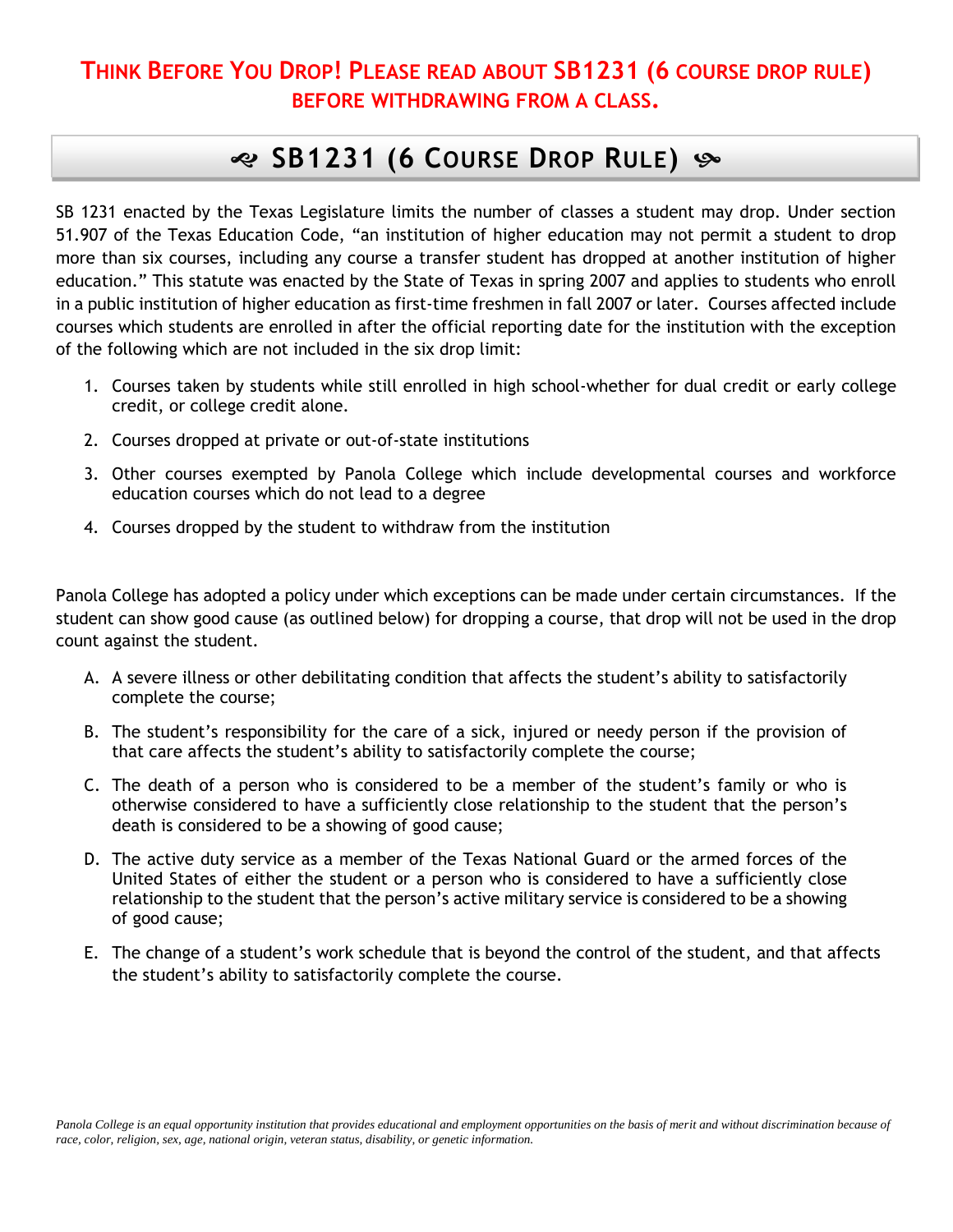**THINK BEFORE YOU DROP! PLEASE READ ABOUT SB1231 (6 COURSE DROP RULE) BEFORE WITHDRAWING FROM A CLASS.**

# SB1231 (6 COURSE DROP RULE)

SB 1231 enacted by the Texas Legislature limits the number of classes a student may drop. Under section 51.907 of the Texas Education Code, "an institution of higher education may not permit a student to drop more than six courses, including any course a transfer student has dropped at another institution of higher education." This statute was enacted by the State of Texas in spring 2007 and applies to students who enroll in a public institution of higher education as first-time freshmen in fall 2007 or later. Courses affected include courses which students are enrolled in after the official reporting date for the institution with the exception of the following which are not included in the six drop limit:

1. Courses taken by students while still enrolled in high school-whether for dual credit or early college credit, or college credit alone.
2. Courses dropped at private or out-of-state institutions
3. Other courses exempted by Panola College which include developmental courses and workforce education courses which do not lead to a degree
4. Courses dropped by the student to withdraw from the institution

Panola College has adopted a policy under which exceptions can be made under certain circumstances. If the student can show good cause (as outlined below) for dropping a course, that drop will not be used in the drop count against the student.

A. A severe illness or other debilitating condition that affects the student's ability to satisfactorily complete the course;

B. The student's responsibility for the care of a sick, injured or needy person if the provision of that care affects the student's ability to satisfactorily complete the course;

C. The death of a person who is considered to be a member of the student's family or who is otherwise considered to have a sufficiently close relationship to the student that the person's death is considered to be a showing of good cause;

D. The active duty service as a member of the Texas National Guard or the armed forces of the United States of either the student or a person who is considered to have a sufficiently close relationship to the student that the person's active military service is considered to be a showing of good cause;

E. The change of a student's work schedule that is beyond the control of the student, and that affects the student's ability to satisfactorily complete the course.

*Panola College is an equal opportunity institution that provides educational and employment opportunities on the basis of merit and without discrimination because of race, color, religion, sex, age, national origin, veteran status, disability, or genetic information.*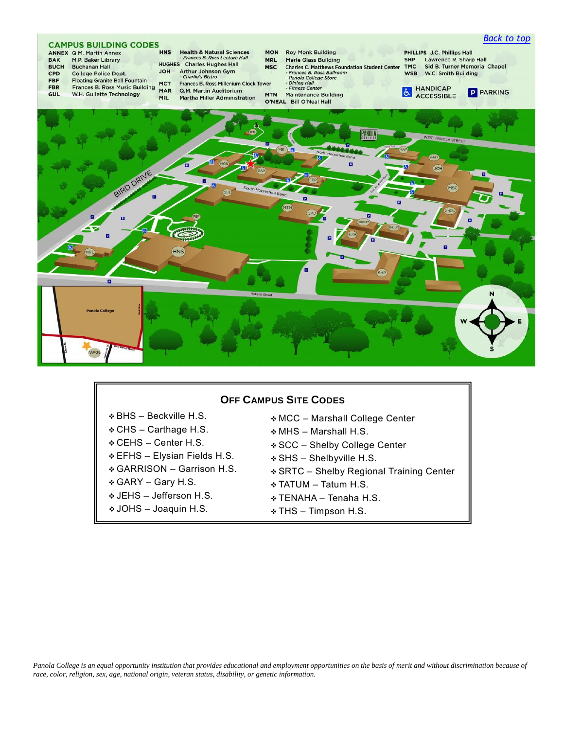Back to top

## CAMPUS BUILDING CODES

- ANNEX Q.M. Martin Annex
- BAK M.P. Baker Library
- BUCH Buchanan Hall
- CPD College Police Dept.
- FBF Floating Granite Ball Fountain
- FBR Frances B. Ross Music Building
- GUL W.H. Gullette Technology
- HNS Health & Natural Sciences
  - *Frances B. Ross Lecture Hall*
- HUGHES Charles Hughes Hall
- JOH Arthur Johnson Gym
  - *Charlie's Bistro*
- MCT Frances B. Ross Millenium Clock Tower
- MAR Q.M. Martin Auditorium
- MIL Martha Miller Administration
- MON Roy Monk Building
- MRL Merle Glass Building
- MSC Charles C. Matthews Foundation Student Center
  - *Frances B. Ross Ballroom*
  - *Panola College Store*
  - *Dining Hall*
  - *Fitness Center*
- MTN Maintenance Building
- O'NEAL Bill O'Neal Hall
- PHILLIPS J.C. Phillips Hall
- SHP Lawrence R. Sharp Hall
- TMC Sid B. Turner Memorial Chapel
- WSB W.C. Smith Building

HANDICAP ACCESSIBLE

PARKING

BIRD DRIVE

WEST PANOLA STREET

North Horseshoe Bend

South Horseshoe Bend

Holland Street

Panola College

## OFF CAMPUS SITE CODES

- BHS – Beckville H.S.
- CHS – Carthage H.S.
- CEHS – Center H.S.
- EFHS – Elysian Fields H.S.
- GARRISON – Garrison H.S.
- GARY – Gary H.S.
- JEHS – Jefferson H.S.
- JOHS – Joaquin H.S.
- MCC – Marshall College Center
- MHS – Marshall H.S.
- SCC – Shelby College Center
- SHS – Shelbyville H.S.
- SRTC – Shelby Regional Training Center
- TATUM – Tatum H.S.
- TENAHA – Tenaha H.S.
- THS – Timpson H.S.

*Panola College is an equal opportunity institution that provides educational and employment opportunities on the basis of merit and without discrimination because of race, color, religion, sex, age, national origin, veteran status, disability, or genetic information.*